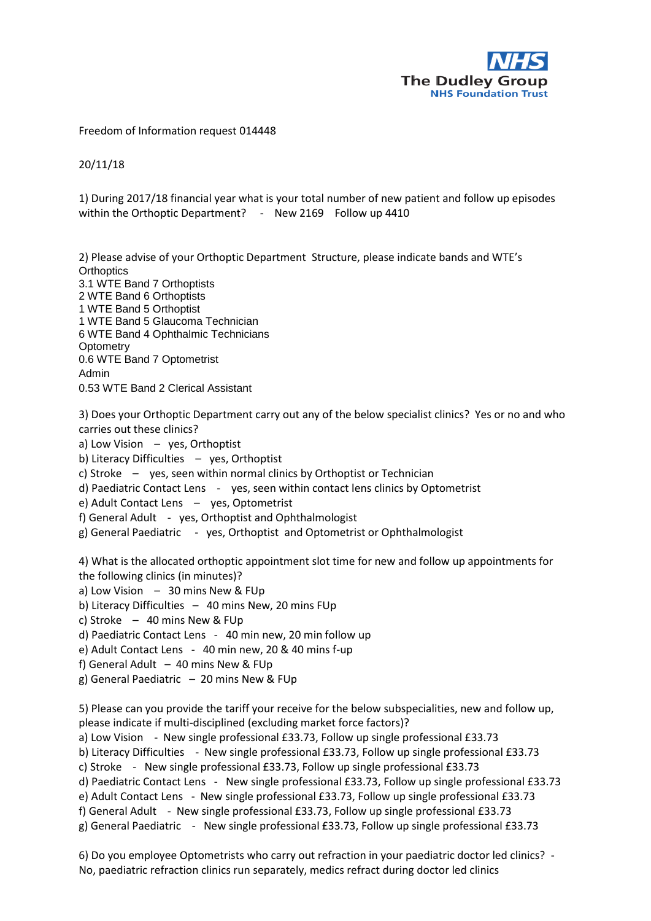The Dudley Group
NHS Foundation Trust

Freedom of Information request 014448

20/11/18

1) During 2017/18 financial year what is your total number of new patient and follow up episodes within the Orthoptic Department? - New 2169 Follow up 4410

2) Please advise of your Orthoptic Department Structure, please indicate bands and WTE's
Orthoptics
3.1 WTE Band 7 Orthoptists
2 WTE Band 6 Orthoptists
1 WTE Band 5 Orthoptist
1 WTE Band 5 Glaucoma Technician
6 WTE Band 4 Ophthalmic Technicians
Optometry
0.6 WTE Band 7 Optometrist
Admin
0.53 WTE Band 2 Clerical Assistant

3) Does your Orthoptic Department carry out any of the below specialist clinics? Yes or no and who carries out these clinics?
a) Low Vision – yes, Orthoptist
b) Literacy Difficulties – yes, Orthoptist
c) Stroke – yes, seen within normal clinics by Orthoptist or Technician
d) Paediatric Contact Lens - yes, seen within contact lens clinics by Optometrist
e) Adult Contact Lens – yes, Optometrist
f) General Adult - yes, Orthoptist and Ophthalmologist
g) General Paediatric - yes, Orthoptist and Optometrist or Ophthalmologist

4) What is the allocated orthoptic appointment slot time for new and follow up appointments for the following clinics (in minutes)?
a) Low Vision – 30 mins New & FUp
b) Literacy Difficulties – 40 mins New, 20 mins FUp
c) Stroke – 40 mins New & FUp
d) Paediatric Contact Lens - 40 min new, 20 min follow up
e) Adult Contact Lens - 40 min new, 20 & 40 mins f-up
f) General Adult – 40 mins New & FUp
g) General Paediatric – 20 mins New & FUp

5) Please can you provide the tariff your receive for the below subspecialities, new and follow up, please indicate if multi-disciplined (excluding market force factors)?
a) Low Vision - New single professional £33.73, Follow up single professional £33.73
b) Literacy Difficulties - New single professional £33.73, Follow up single professional £33.73
c) Stroke - New single professional £33.73, Follow up single professional £33.73
d) Paediatric Contact Lens - New single professional £33.73, Follow up single professional £33.73
e) Adult Contact Lens - New single professional £33.73, Follow up single professional £33.73
f) General Adult - New single professional £33.73, Follow up single professional £33.73
g) General Paediatric - New single professional £33.73, Follow up single professional £33.73

6) Do you employee Optometrists who carry out refraction in your paediatric doctor led clinics? - No, paediatric refraction clinics run separately, medics refract during doctor led clinics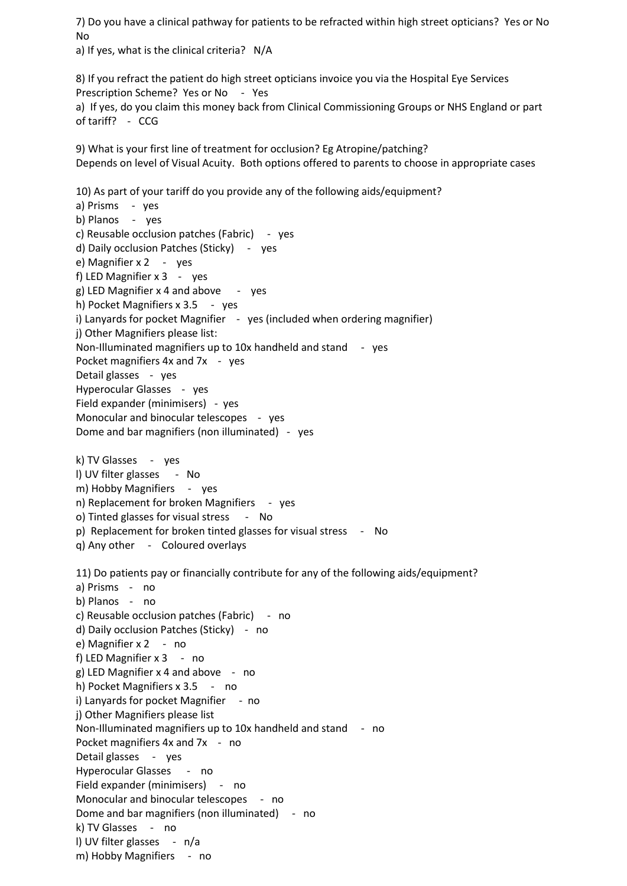7) Do you have a clinical pathway for patients to be refracted within high street opticians? Yes or No
No

a) If yes, what is the clinical criteria? N/A

8) If you refract the patient do high street opticians invoice you via the Hospital Eye Services Prescription Scheme? Yes or No - Yes

a) If yes, do you claim this money back from Clinical Commissioning Groups or NHS England or part of tariff? - CCG

9) What is your first line of treatment for occlusion? Eg Atropine/patching?
Depends on level of Visual Acuity. Both options offered to parents to choose in appropriate cases

10) As part of your tariff do you provide any of the following aids/equipment?

a) Prisms - yes
b) Planos - yes
c) Reusable occlusion patches (Fabric) - yes
d) Daily occlusion Patches (Sticky) - yes
e) Magnifier x 2 - yes
f) LED Magnifier x 3 - yes
g) LED Magnifier x 4 and above - yes
h) Pocket Magnifiers x 3.5 - yes
i) Lanyards for pocket Magnifier - yes (included when ordering magnifier)
j) Other Magnifiers please list:
Non-Illuminated magnifiers up to 10x handheld and stand - yes
Pocket magnifiers 4x and 7x - yes
Detail glasses - yes
Hyperocular Glasses - yes
Field expander (minimisers) - yes
Monocular and binocular telescopes - yes
Dome and bar magnifiers (non illuminated) - yes

k) TV Glasses - yes
l) UV filter glasses - No
m) Hobby Magnifiers - yes
n) Replacement for broken Magnifiers - yes
o) Tinted glasses for visual stress - No
p) Replacement for broken tinted glasses for visual stress - No
q) Any other - Coloured overlays

11) Do patients pay or financially contribute for any of the following aids/equipment?

a) Prisms - no
b) Planos - no
c) Reusable occlusion patches (Fabric) - no
d) Daily occlusion Patches (Sticky) - no
e) Magnifier x 2 - no
f) LED Magnifier x 3 - no
g) LED Magnifier x 4 and above - no
h) Pocket Magnifiers x 3.5 - no
i) Lanyards for pocket Magnifier - no
j) Other Magnifiers please list
Non-Illuminated magnifiers up to 10x handheld and stand - no
Pocket magnifiers 4x and 7x - no
Detail glasses - yes
Hyperocular Glasses - no
Field expander (minimisers) - no
Monocular and binocular telescopes - no
Dome and bar magnifiers (non illuminated) - no
k) TV Glasses - no
l) UV filter glasses - n/a
m) Hobby Magnifiers - no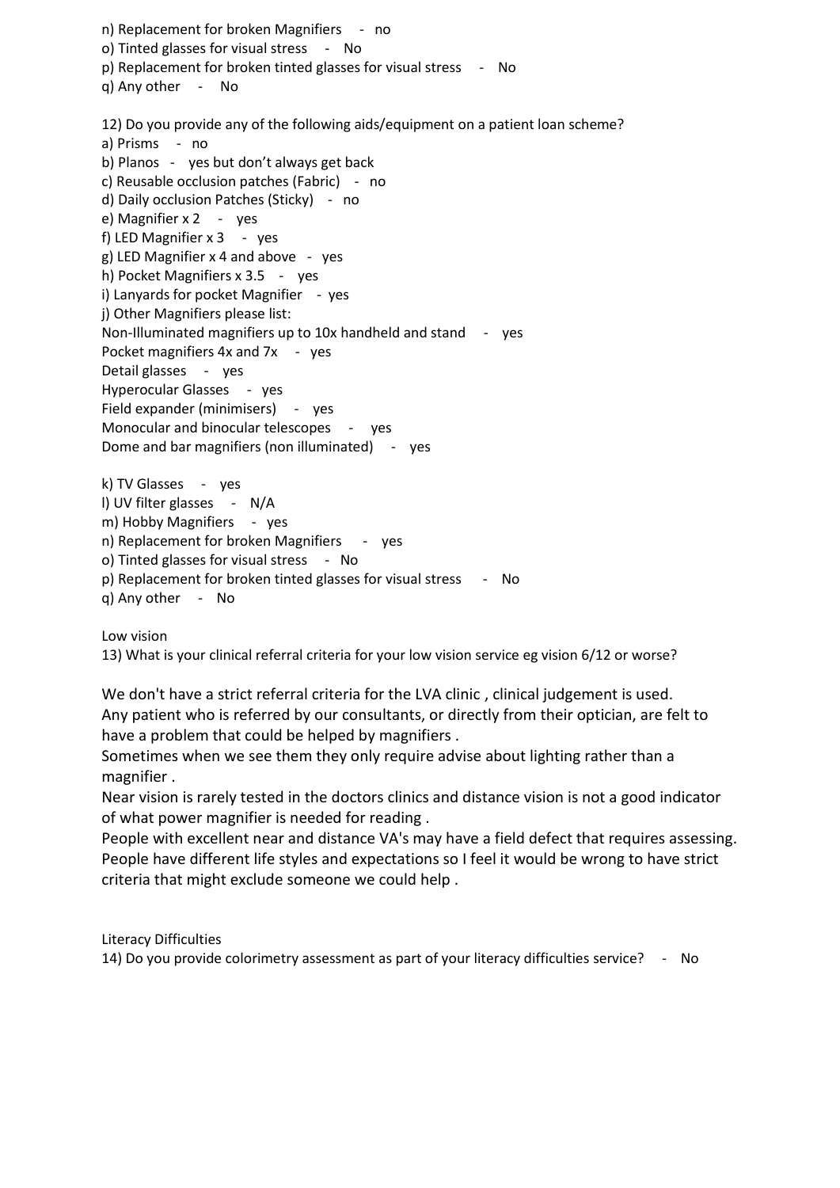n) Replacement for broken Magnifiers - no
o) Tinted glasses for visual stress - No
p) Replacement for broken tinted glasses for visual stress - No
q) Any other - No

12) Do you provide any of the following aids/equipment on a patient loan scheme?
a) Prisms - no
b) Planos - yes but don't always get back
c) Reusable occlusion patches (Fabric) - no
d) Daily occlusion Patches (Sticky) - no
e) Magnifier x 2 - yes
f) LED Magnifier x 3 - yes
g) LED Magnifier x 4 and above - yes
h) Pocket Magnifiers x 3.5 - yes
i) Lanyards for pocket Magnifier - yes
j) Other Magnifiers please list:
Non-Illuminated magnifiers up to 10x handheld and stand - yes
Pocket magnifiers 4x and 7x - yes
Detail glasses - yes
Hyperocular Glasses - yes
Field expander (minimisers) - yes
Monocular and binocular telescopes - yes
Dome and bar magnifiers (non illuminated) - yes

k) TV Glasses - yes
l) UV filter glasses - N/A
m) Hobby Magnifiers - yes
n) Replacement for broken Magnifiers - yes
o) Tinted glasses for visual stress - No
p) Replacement for broken tinted glasses for visual stress - No
q) Any other - No

Low vision
13) What is your clinical referral criteria for your low vision service eg vision 6/12 or worse?

We don't have a strict referral criteria for the LVA clinic , clinical judgement is used.
Any patient who is referred by our consultants, or directly from their optician, are felt to have a problem that could be helped by magnifiers .
Sometimes when we see them they only require advise about lighting rather than a magnifier .
Near vision is rarely tested in the doctors clinics and distance vision is not a good indicator of what power magnifier is needed for reading .
People with excellent near and distance VA's may have a field defect that requires assessing.
People have different life styles and expectations so I feel it would be wrong to have strict criteria that might exclude someone we could help .

Literacy Difficulties
14) Do you provide colorimetry assessment as part of your literacy difficulties service? - No